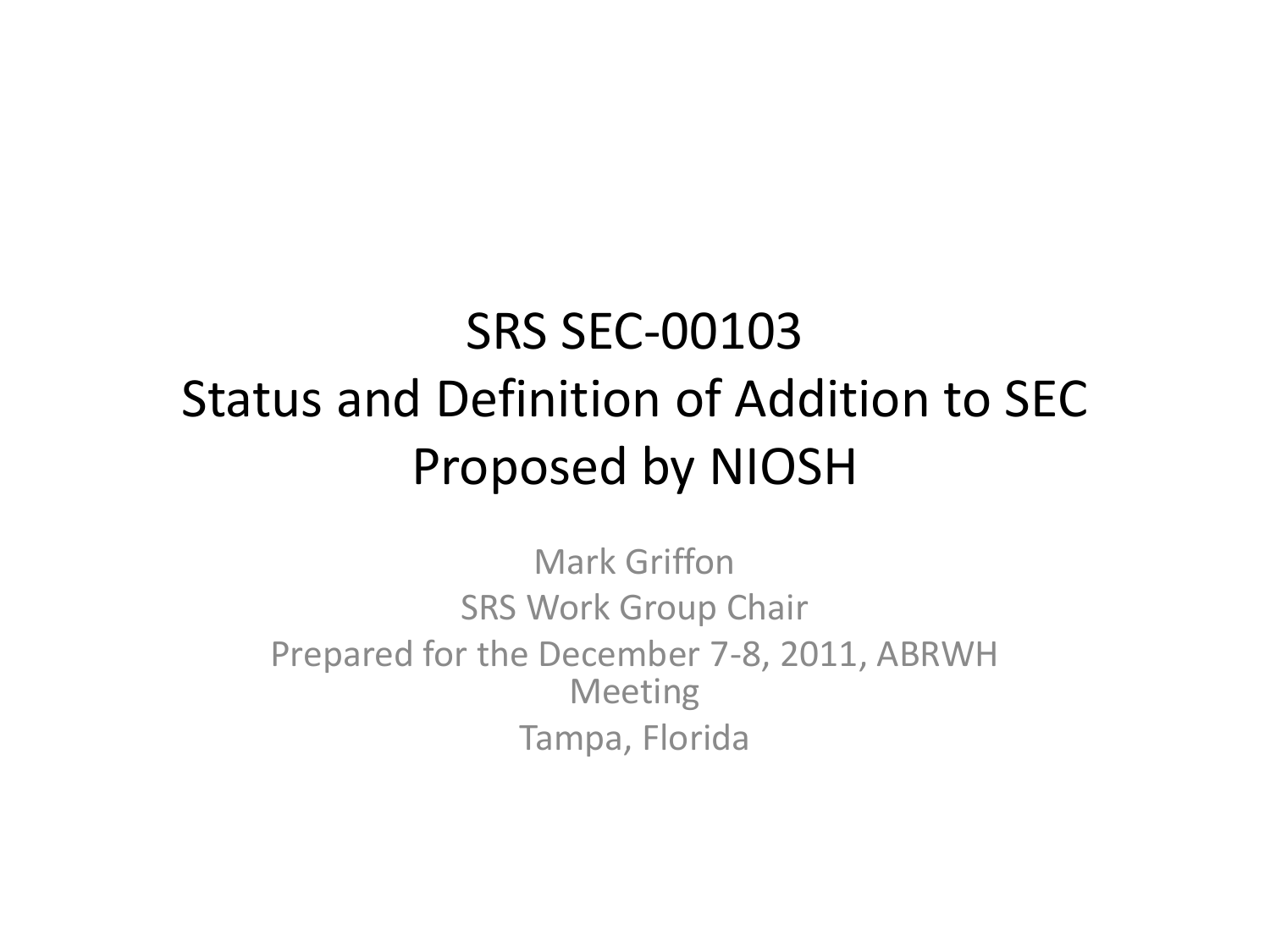# SRS SEC-00103
# Status and Definition of Addition to SEC Proposed by NIOSH

Mark Griffon

SRS Work Group Chair

Prepared for the December 7-8, 2011, ABRWH Meeting

Tampa, Florida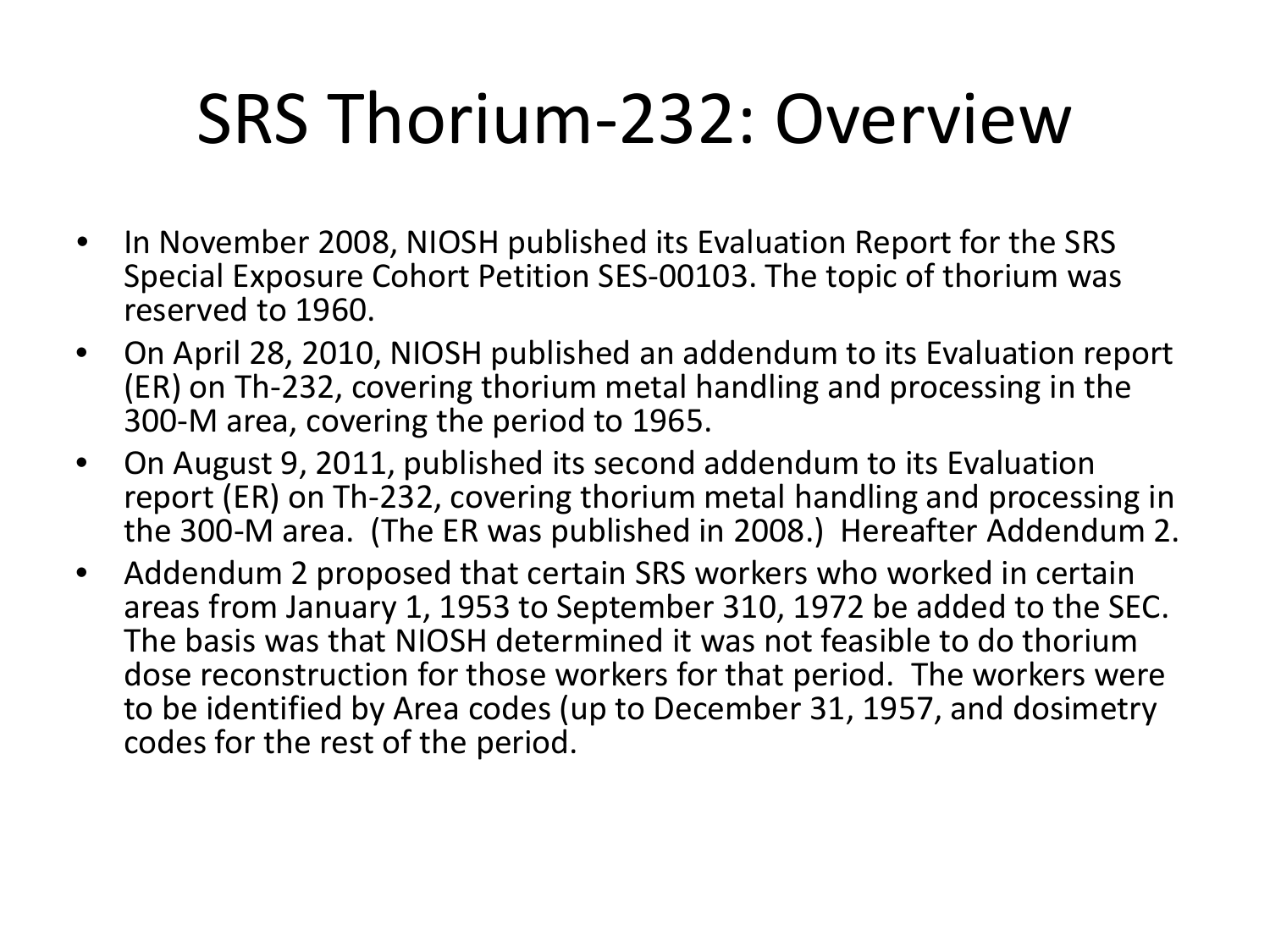# SRS Thorium-232: Overview

- In November 2008, NIOSH published its Evaluation Report for the SRS Special Exposure Cohort Petition SES-00103. The topic of thorium was reserved to 1960.
- On April 28, 2010, NIOSH published an addendum to its Evaluation report (ER) on Th-232, covering thorium metal handling and processing in the 300-M area, covering the period to 1965.
- On August 9, 2011, published its second addendum to its Evaluation report (ER) on Th-232, covering thorium metal handling and processing in the 300-M area. (The ER was published in 2008.) Hereafter Addendum 2.
- Addendum 2 proposed that certain SRS workers who worked in certain areas from January 1, 1953 to September 310, 1972 be added to the SEC. The basis was that NIOSH determined it was not feasible to do thorium dose reconstruction for those workers for that period. The workers were to be identified by Area codes (up to December 31, 1957, and dosimetry codes for the rest of the period.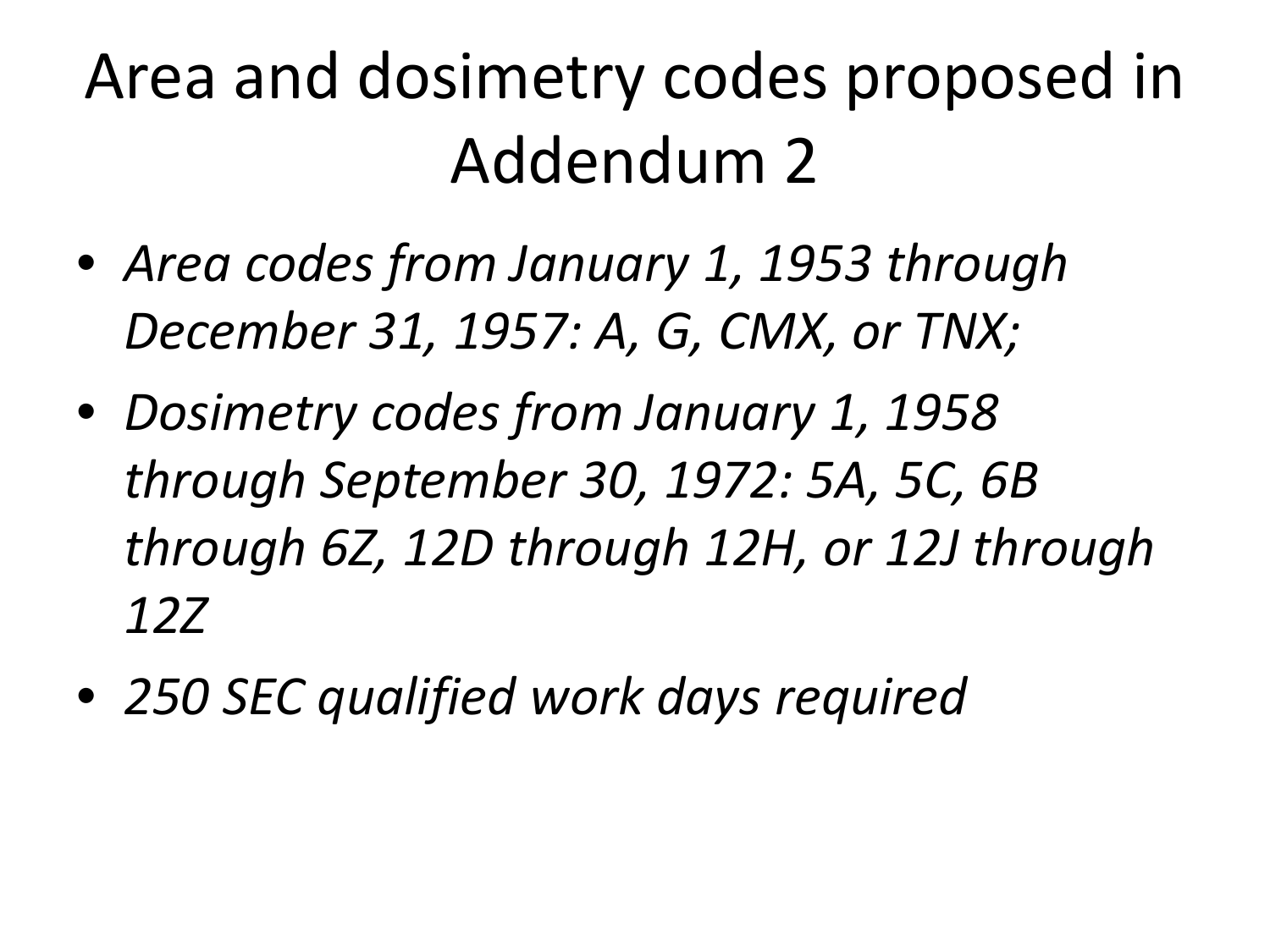# Area and dosimetry codes proposed in Addendum 2

- *Area codes from January 1, 1953 through December 31, 1957: A, G, CMX, or TNX;*
- *Dosimetry codes from January 1, 1958 through September 30, 1972: 5A, 5C, 6B through 6Z, 12D through 12H, or 12J through 12Z*
- *250 SEC qualified work days required*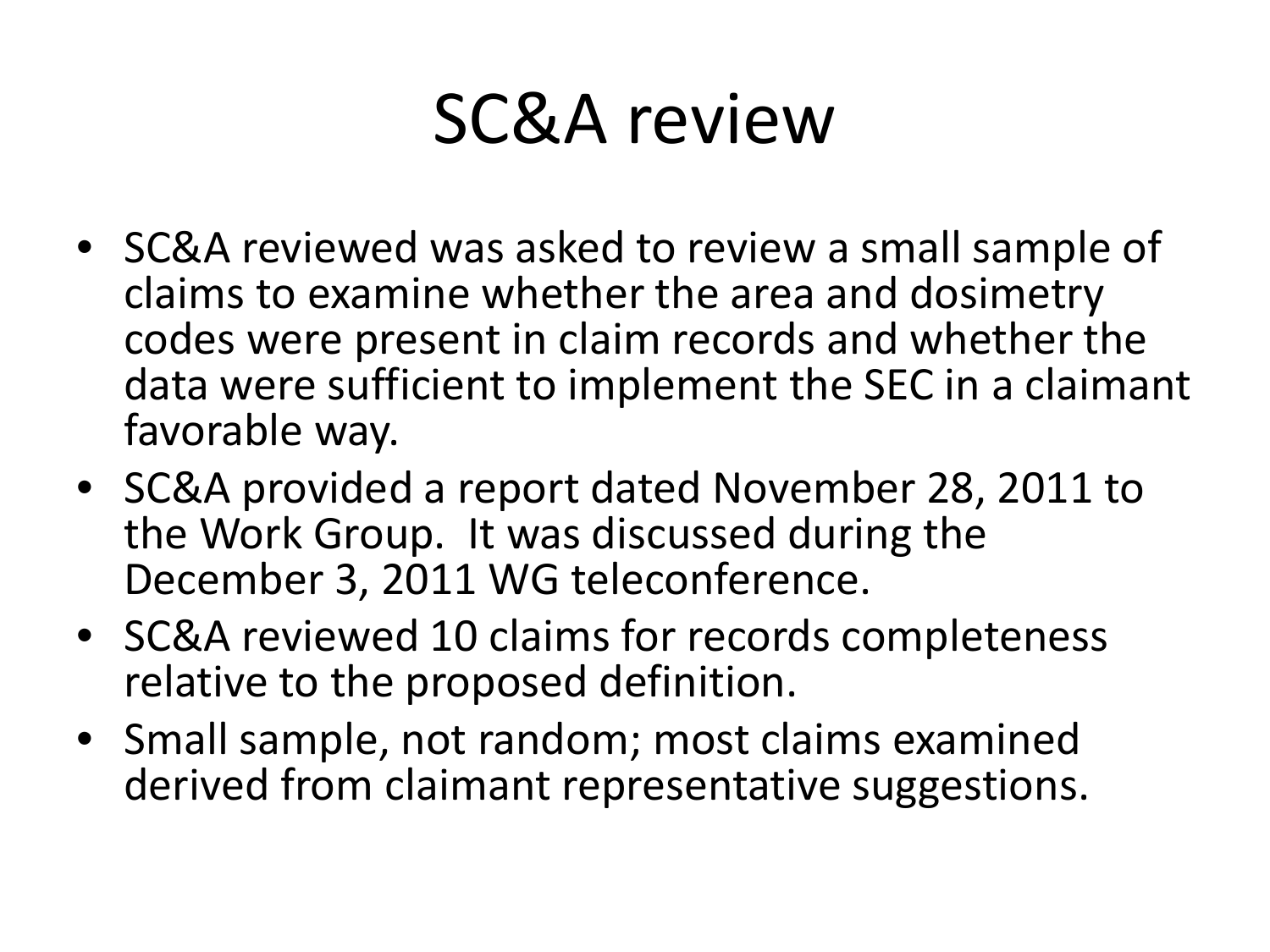# SC&A review

- SC&A reviewed was asked to review a small sample of claims to examine whether the area and dosimetry codes were present in claim records and whether the data were sufficient to implement the SEC in a claimant favorable way.
- SC&A provided a report dated November 28, 2011 to the Work Group. It was discussed during the December 3, 2011 WG teleconference.
- SC&A reviewed 10 claims for records completeness relative to the proposed definition.
- Small sample, not random; most claims examined derived from claimant representative suggestions.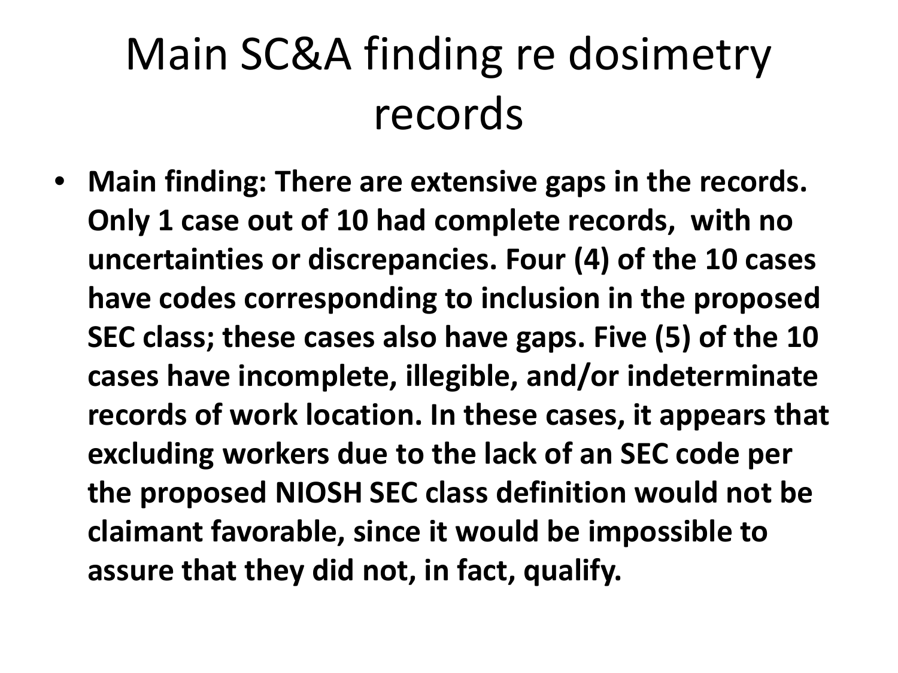# Main SC&A finding re dosimetry records

- **Main finding: There are extensive gaps in the records. Only 1 case out of 10 had complete records, with no uncertainties or discrepancies. Four (4) of the 10 cases have codes corresponding to inclusion in the proposed SEC class; these cases also have gaps. Five (5) of the 10 cases have incomplete, illegible, and/or indeterminate records of work location. In these cases, it appears that excluding workers due to the lack of an SEC code per the proposed NIOSH SEC class definition would not be claimant favorable, since it would be impossible to assure that they did not, in fact, qualify.**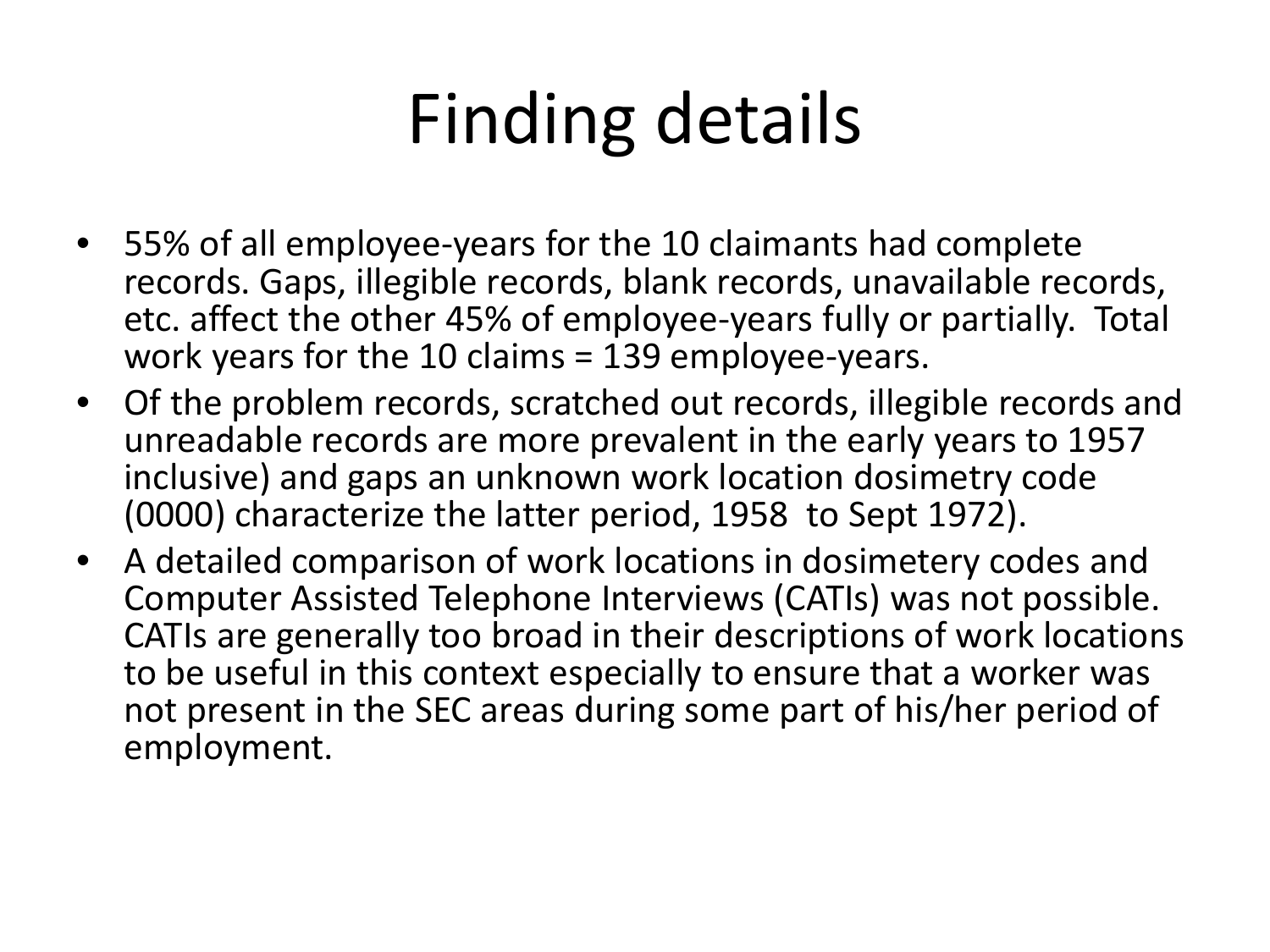# Finding details

- 55% of all employee-years for the 10 claimants had complete records. Gaps, illegible records, blank records, unavailable records, etc. affect the other 45% of employee-years fully or partially. Total work years for the 10 claims = 139 employee-years.
- Of the problem records, scratched out records, illegible records and unreadable records are more prevalent in the early years to 1957 inclusive) and gaps an unknown work location dosimetry code (0000) characterize the latter period, 1958 to Sept 1972).
- A detailed comparison of work locations in dosimetery codes and Computer Assisted Telephone Interviews (CATIs) was not possible. CATIs are generally too broad in their descriptions of work locations to be useful in this context especially to ensure that a worker was not present in the SEC areas during some part of his/her period of employment.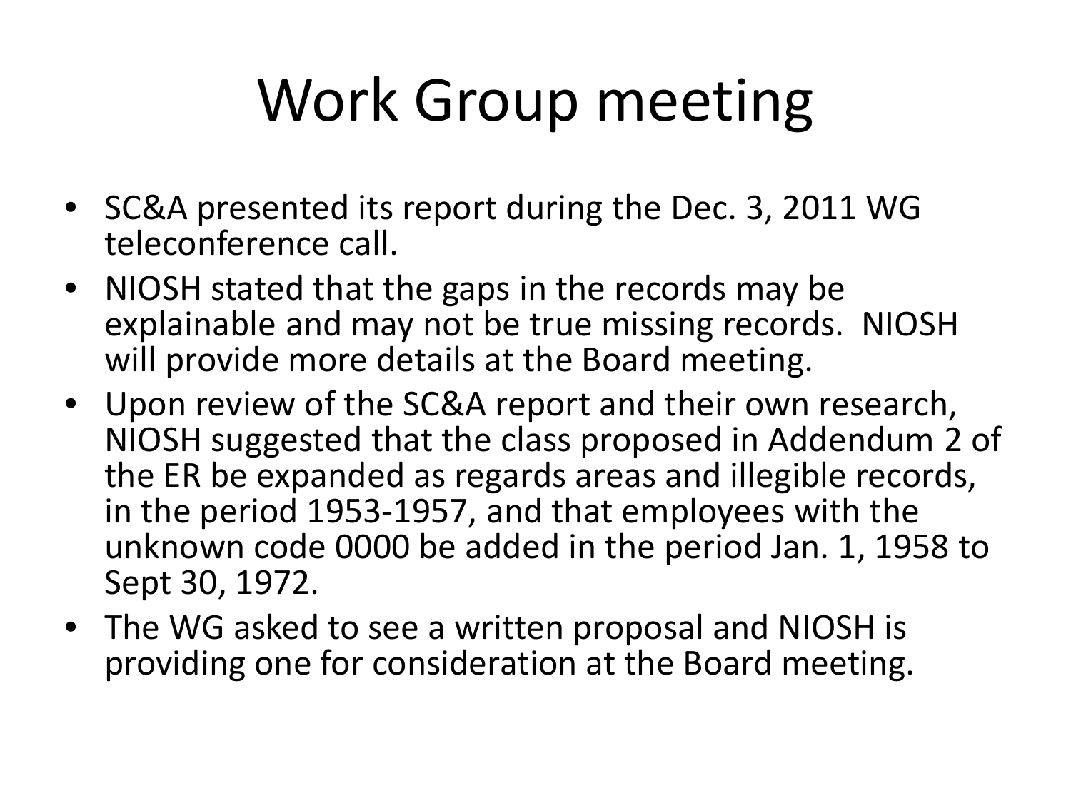# Work Group meeting

- SC&A presented its report during the Dec. 3, 2011 WG teleconference call.
- NIOSH stated that the gaps in the records may be explainable and may not be true missing records. NIOSH will provide more details at the Board meeting.
- Upon review of the SC&A report and their own research, NIOSH suggested that the class proposed in Addendum 2 of the ER be expanded as regards areas and illegible records, in the period 1953-1957, and that employees with the unknown code 0000 be added in the period Jan. 1, 1958 to Sept 30, 1972.
- The WG asked to see a written proposal and NIOSH is providing one for consideration at the Board meeting.